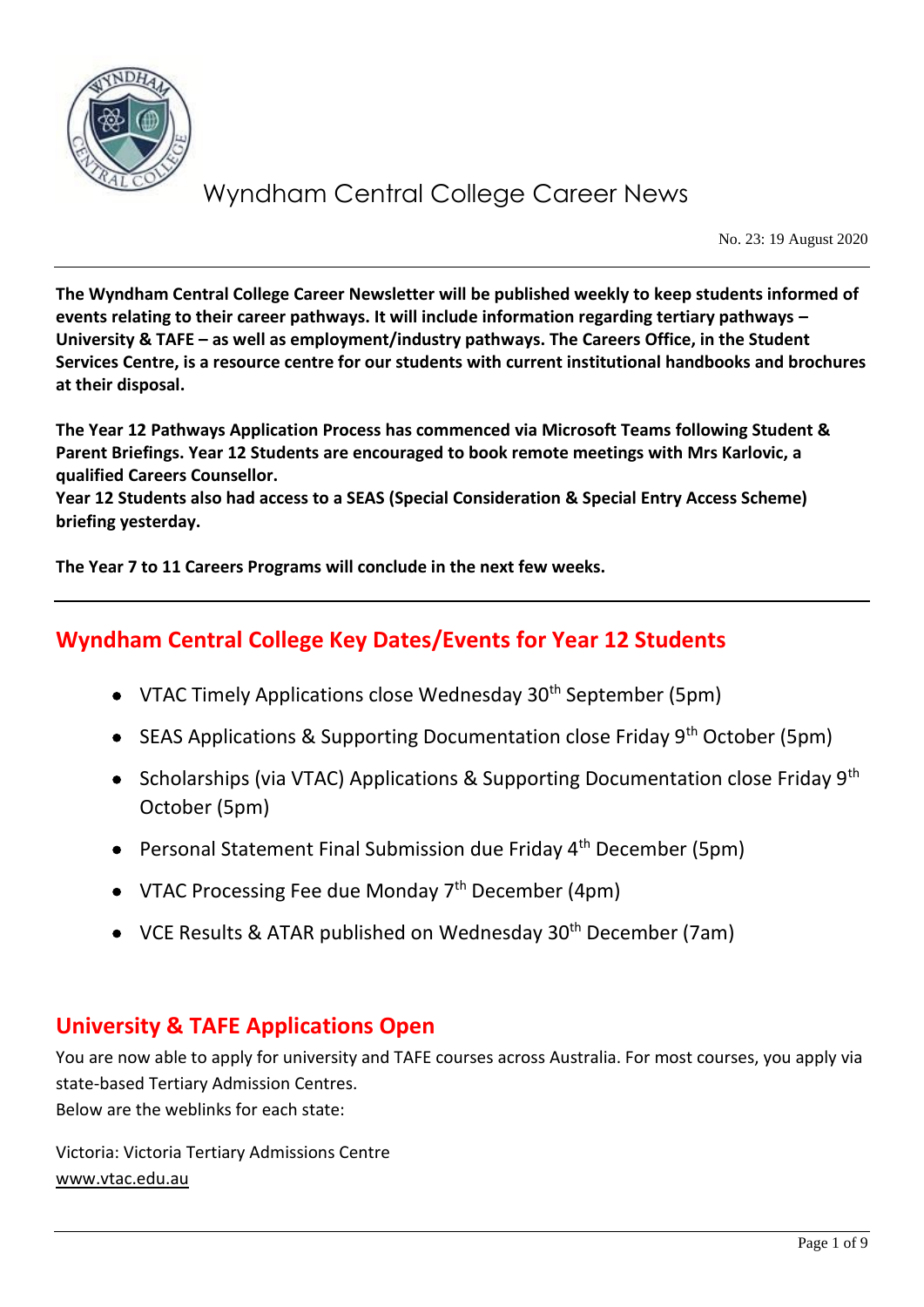# Wyndham Central College Career News

No. 23: 19 August 2020

**The Wyndham Central College Career Newsletter will be published weekly to keep students informed of events relating to their career pathways. It will include information regarding tertiary pathways – University & TAFE – as well as employment/industry pathways. The Careers Office, in the Student Services Centre, is a resource centre for our students with current institutional handbooks and brochures at their disposal.**

**The Year 12 Pathways Application Process has commenced via Microsoft Teams following Student & Parent Briefings. Year 12 Students are encouraged to book remote meetings with Mrs Karlovic, a qualified Careers Counsellor.**
**Year 12 Students also had access to a SEAS (Special Consideration & Special Entry Access Scheme) briefing yesterday.**

**The Year 7 to 11 Careers Programs will conclude in the next few weeks.**

## Wyndham Central College Key Dates/Events for Year 12 Students

- VTAC Timely Applications close Wednesday 30th September (5pm)
- SEAS Applications & Supporting Documentation close Friday 9th October (5pm)
- Scholarships (via VTAC) Applications & Supporting Documentation close Friday 9th October (5pm)
- Personal Statement Final Submission due Friday 4th December (5pm)
- VTAC Processing Fee due Monday 7th December (4pm)
- VCE Results & ATAR published on Wednesday 30th December (7am)

## University & TAFE Applications Open

You are now able to apply for university and TAFE courses across Australia. For most courses, you apply via state-based Tertiary Admission Centres.
Below are the weblinks for each state:

Victoria: Victoria Tertiary Admissions Centre
www.vtac.edu.au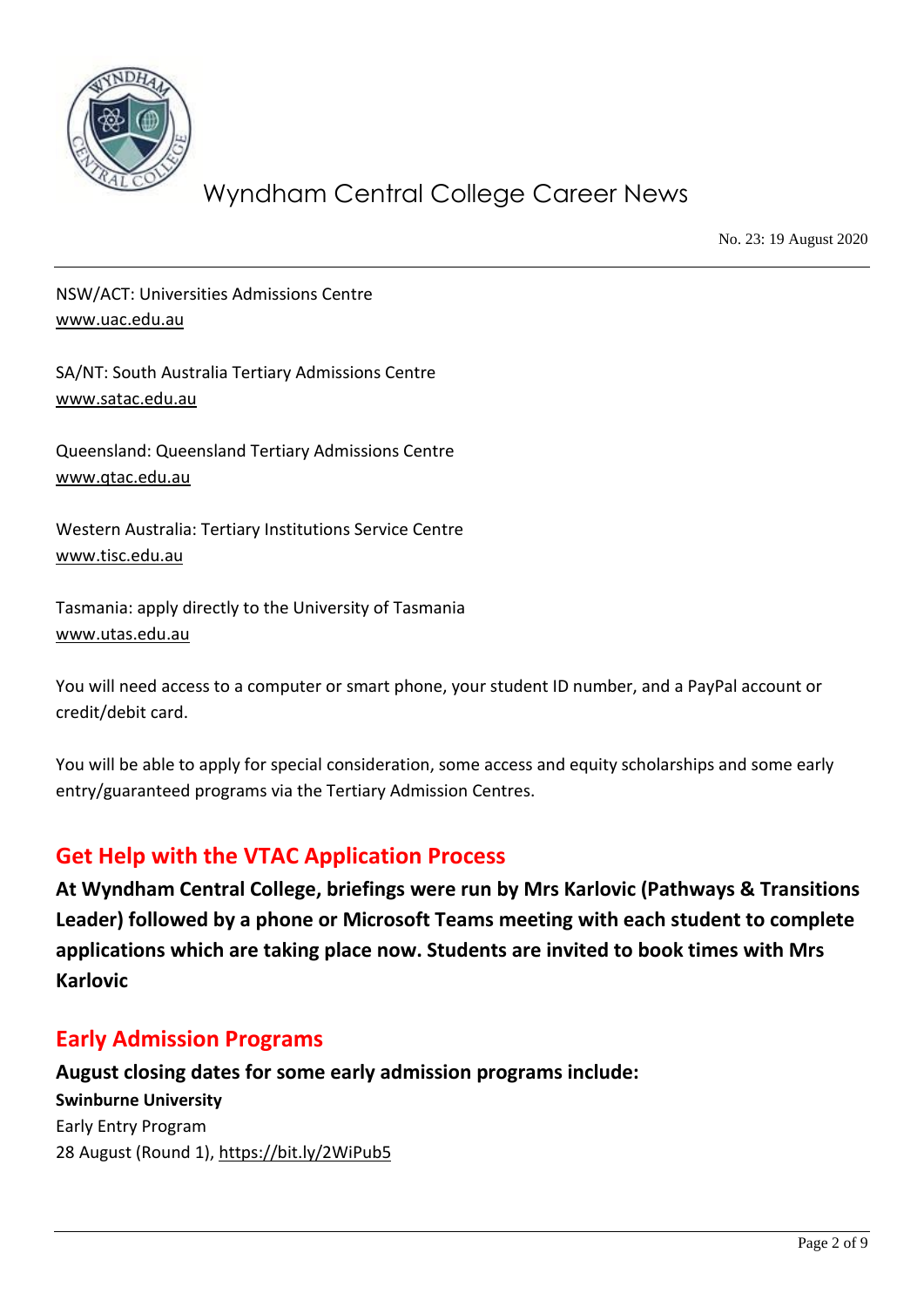NSW/ACT: Universities Admissions Centre
www.uac.edu.au

SA/NT: South Australia Tertiary Admissions Centre
www.satac.edu.au

Queensland: Queensland Tertiary Admissions Centre
www.qtac.edu.au

Western Australia: Tertiary Institutions Service Centre
www.tisc.edu.au

Tasmania: apply directly to the University of Tasmania
www.utas.edu.au

You will need access to a computer or smart phone, your student ID number, and a PayPal account or credit/debit card.

You will be able to apply for special consideration, some access and equity scholarships and some early entry/guaranteed programs via the Tertiary Admission Centres.

## Get Help with the VTAC Application Process

**At Wyndham Central College, briefings were run by Mrs Karlovic (Pathways & Transitions Leader) followed by a phone or Microsoft Teams meeting with each student to complete applications which are taking place now. Students are invited to book times with Mrs Karlovic**

## Early Admission Programs

**August closing dates for some early admission programs include:**

**Swinburne University**
Early Entry Program
28 August (Round 1), https://bit.ly/2WiPub5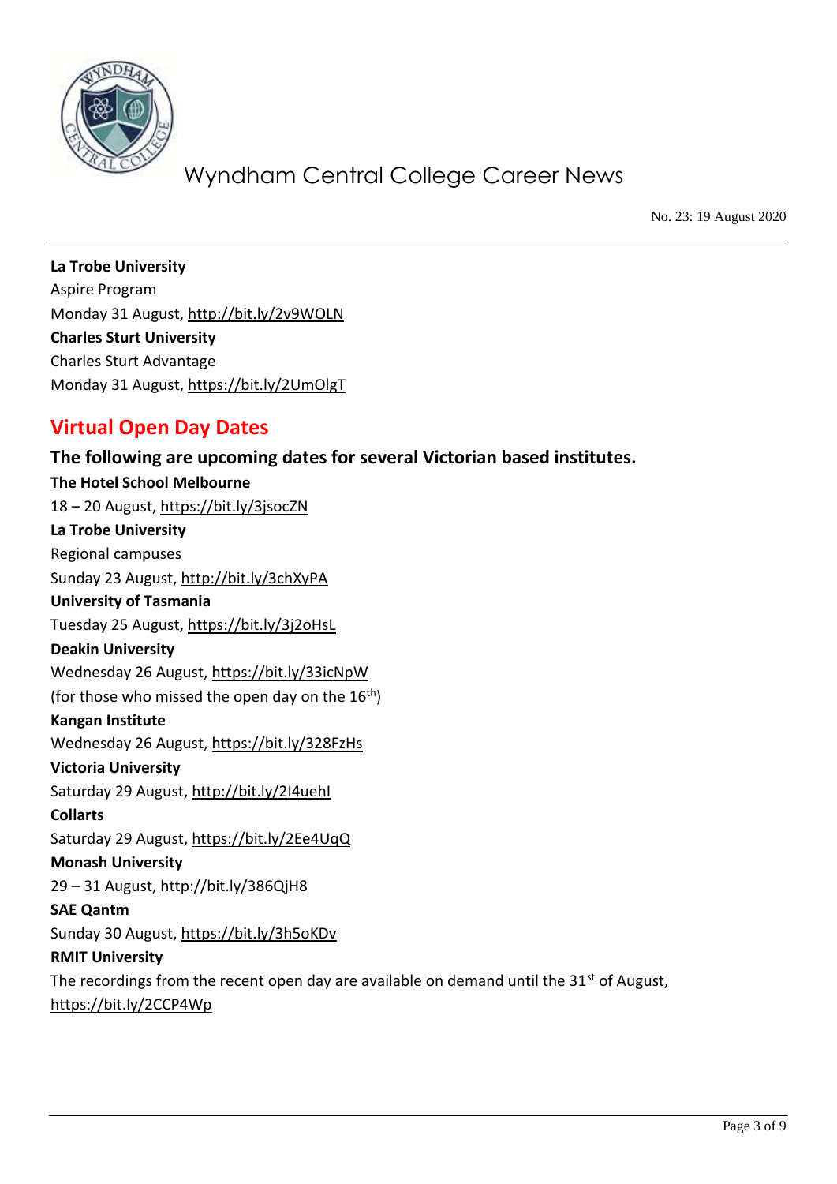**La Trobe University**
Aspire Program
Monday 31 August, http://bit.ly/2v9WOLN
**Charles Sturt University**
Charles Sturt Advantage
Monday 31 August, https://bit.ly/2UmOlgT

## Virtual Open Day Dates

### The following are upcoming dates for several Victorian based institutes.

**The Hotel School Melbourne**
18 – 20 August, https://bit.ly/3jsocZN
**La Trobe University**
Regional campuses
Sunday 23 August, http://bit.ly/3chXyPA
**University of Tasmania**
Tuesday 25 August, https://bit.ly/3j2oHsL
**Deakin University**
Wednesday 26 August, https://bit.ly/33icNpW
(for those who missed the open day on the 16th)
**Kangan Institute**
Wednesday 26 August, https://bit.ly/328FzHs
**Victoria University**
Saturday 29 August, http://bit.ly/2I4uehI
**Collarts**
Saturday 29 August, https://bit.ly/2Ee4UqQ
**Monash University**
29 – 31 August, http://bit.ly/386QjH8
**SAE Qantm**
Sunday 30 August, https://bit.ly/3h5oKDv
**RMIT University**
The recordings from the recent open day are available on demand until the 31st of August,
https://bit.ly/2CCP4Wp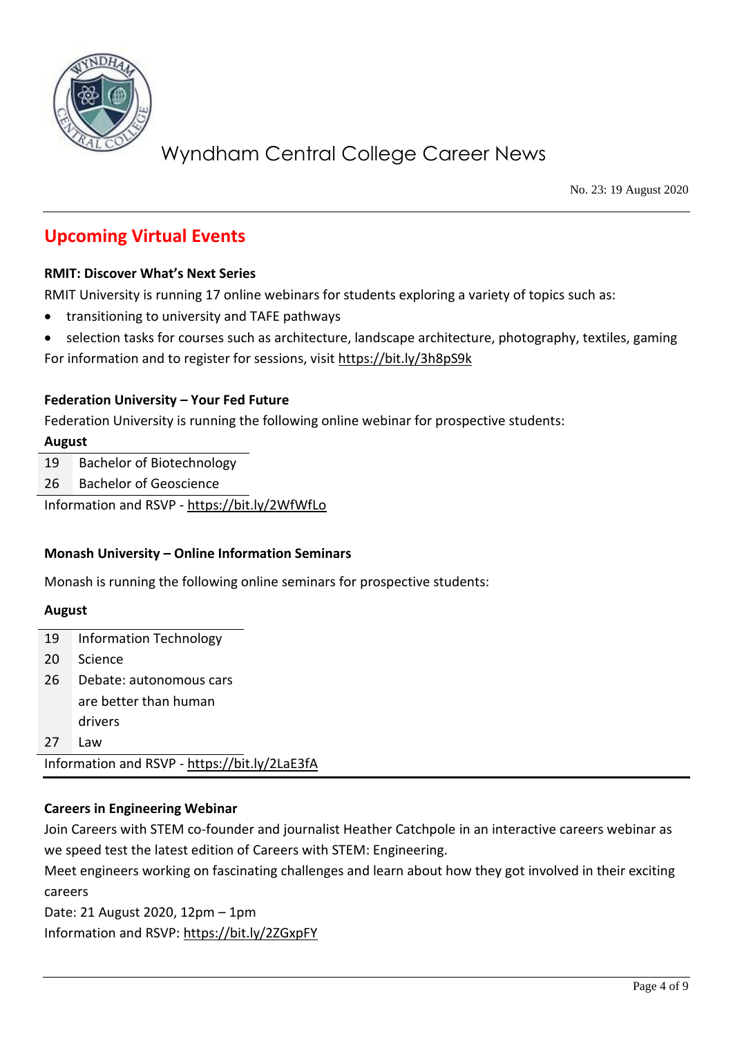## Upcoming Virtual Events

**RMIT: Discover What's Next Series**

RMIT University is running 17 online webinars for students exploring a variety of topics such as:

- transitioning to university and TAFE pathways
- selection tasks for courses such as architecture, landscape architecture, photography, textiles, gaming

For information and to register for sessions, visit https://bit.ly/3h8pS9k

**Federation University – Your Fed Future**

Federation University is running the following online webinar for prospective students:

| August | |
|---|---|
| 19 | Bachelor of Biotechnology |
| 26 | Bachelor of Geoscience |

Information and RSVP - https://bit.ly/2WfWfLo

**Monash University – Online Information Seminars**

Monash is running the following online seminars for prospective students:

| August | |
|---|---|
| 19 | Information Technology |
| 20 | Science |
| 26 | Debate: autonomous cars are better than human drivers |
| 27 | Law |

Information and RSVP - https://bit.ly/2LaE3fA

**Careers in Engineering Webinar**

Join Careers with STEM co-founder and journalist Heather Catchpole in an interactive careers webinar as we speed test the latest edition of Careers with STEM: Engineering.

Meet engineers working on fascinating challenges and learn about how they got involved in their exciting careers

Date: 21 August 2020, 12pm – 1pm

Information and RSVP: https://bit.ly/2ZGxpFY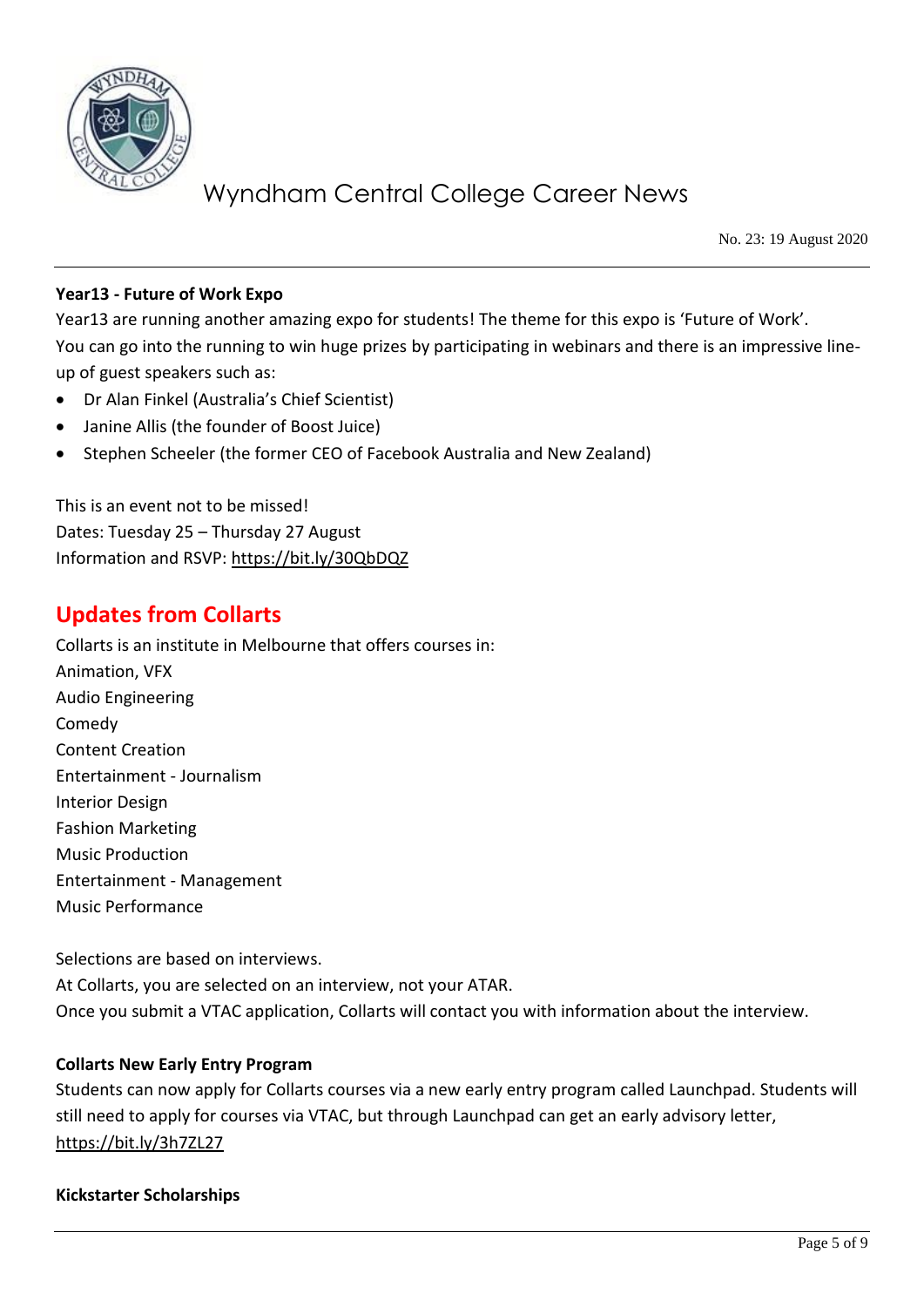### Year13 - Future of Work Expo

Year13 are running another amazing expo for students! The theme for this expo is 'Future of Work'. You can go into the running to win huge prizes by participating in webinars and there is an impressive line-up of guest speakers such as:

- Dr Alan Finkel (Australia's Chief Scientist)
- Janine Allis (the founder of Boost Juice)
- Stephen Scheeler (the former CEO of Facebook Australia and New Zealand)

This is an event not to be missed!
Dates: Tuesday 25 – Thursday 27 August
Information and RSVP: https://bit.ly/30QbDQZ

## Updates from Collarts

Collarts is an institute in Melbourne that offers courses in:
Animation, VFX
Audio Engineering
Comedy
Content Creation
Entertainment - Journalism
Interior Design
Fashion Marketing
Music Production
Entertainment - Management
Music Performance

Selections are based on interviews.
At Collarts, you are selected on an interview, not your ATAR.
Once you submit a VTAC application, Collarts will contact you with information about the interview.

### Collarts New Early Entry Program

Students can now apply for Collarts courses via a new early entry program called Launchpad. Students will still need to apply for courses via VTAC, but through Launchpad can get an early advisory letter, https://bit.ly/3h7ZL27

### Kickstarter Scholarships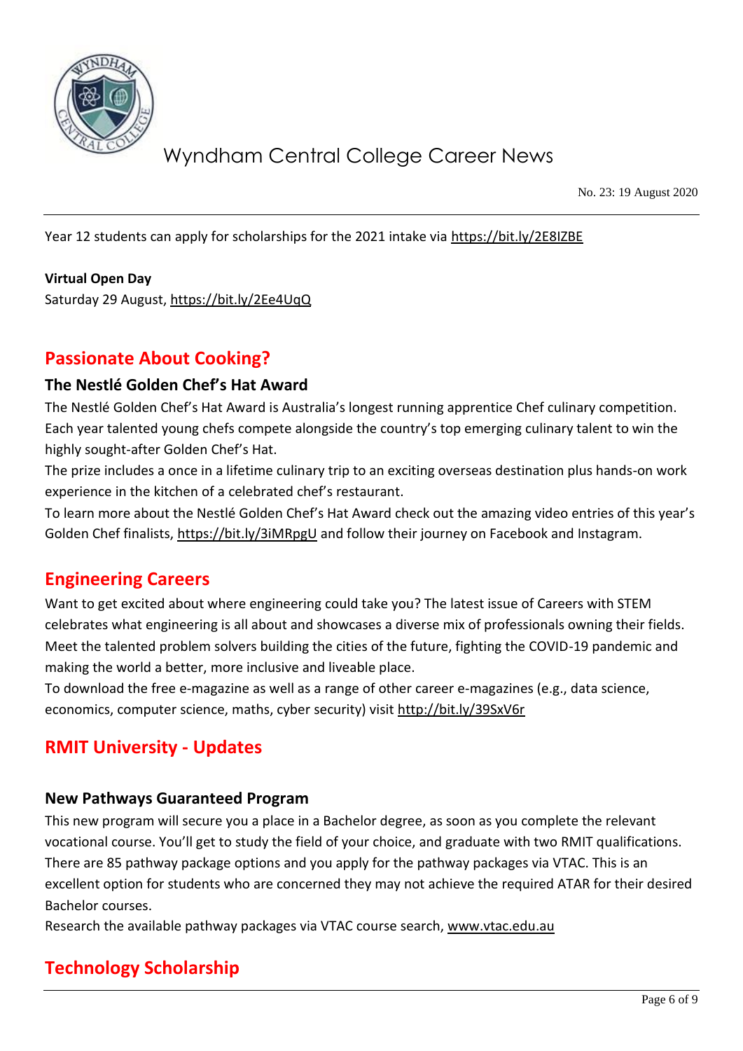Year 12 students can apply for scholarships for the 2021 intake via https://bit.ly/2E8IZBE

**Virtual Open Day**
Saturday 29 August, https://bit.ly/2Ee4UqQ

## Passionate About Cooking?

### The Nestlé Golden Chef's Hat Award

The Nestlé Golden Chef's Hat Award is Australia's longest running apprentice Chef culinary competition. Each year talented young chefs compete alongside the country's top emerging culinary talent to win the highly sought-after Golden Chef's Hat.
The prize includes a once in a lifetime culinary trip to an exciting overseas destination plus hands-on work experience in the kitchen of a celebrated chef's restaurant.
To learn more about the Nestlé Golden Chef's Hat Award check out the amazing video entries of this year's Golden Chef finalists, https://bit.ly/3iMRpgU and follow their journey on Facebook and Instagram.

## Engineering Careers

Want to get excited about where engineering could take you? The latest issue of Careers with STEM celebrates what engineering is all about and showcases a diverse mix of professionals owning their fields. Meet the talented problem solvers building the cities of the future, fighting the COVID-19 pandemic and making the world a better, more inclusive and liveable place.
To download the free e-magazine as well as a range of other career e-magazines (e.g., data science, economics, computer science, maths, cyber security) visit http://bit.ly/39SxV6r

## RMIT University - Updates

### New Pathways Guaranteed Program

This new program will secure you a place in a Bachelor degree, as soon as you complete the relevant vocational course. You'll get to study the field of your choice, and graduate with two RMIT qualifications. There are 85 pathway package options and you apply for the pathway packages via VTAC. This is an excellent option for students who are concerned they may not achieve the required ATAR for their desired Bachelor courses.
Research the available pathway packages via VTAC course search, www.vtac.edu.au

## Technology Scholarship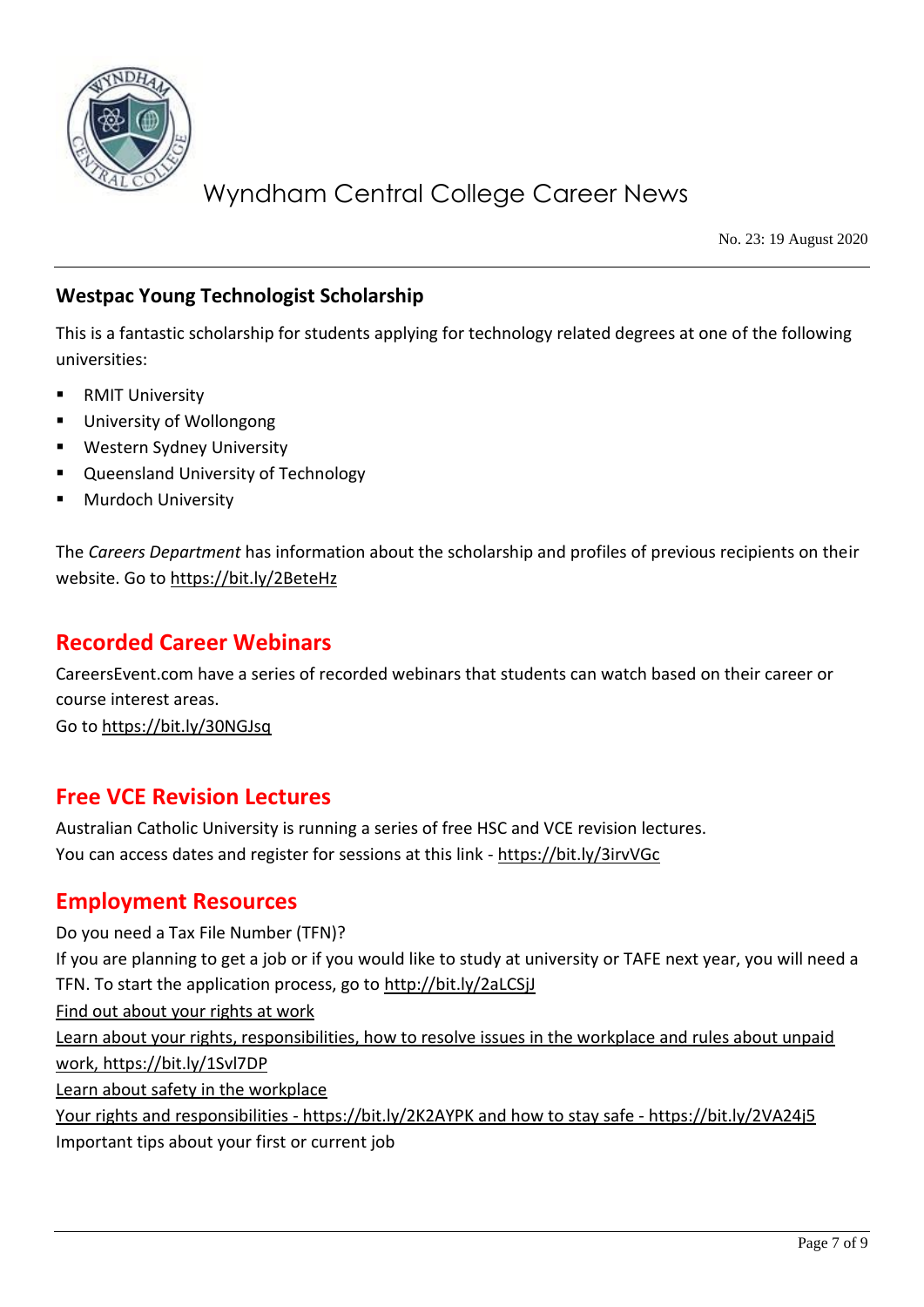### Westpac Young Technologist Scholarship

This is a fantastic scholarship for students applying for technology related degrees at one of the following universities:

- RMIT University
- University of Wollongong
- Western Sydney University
- Queensland University of Technology
- Murdoch University

The *Careers Department* has information about the scholarship and profiles of previous recipients on their website. Go to https://bit.ly/2BeteHz

## Recorded Career Webinars

CareersEvent.com have a series of recorded webinars that students can watch based on their career or course interest areas.
Go to https://bit.ly/30NGJsq

## Free VCE Revision Lectures

Australian Catholic University is running a series of free HSC and VCE revision lectures.
You can access dates and register for sessions at this link - https://bit.ly/3irvVGc

## Employment Resources

Do you need a Tax File Number (TFN)?
If you are planning to get a job or if you would like to study at university or TAFE next year, you will need a TFN. To start the application process, go to http://bit.ly/2aLCSjJ
Find out about your rights at work
Learn about your rights, responsibilities, how to resolve issues in the workplace and rules about unpaid work, https://bit.ly/1Svl7DP
Learn about safety in the workplace
Your rights and responsibilities - https://bit.ly/2K2AYPK and how to stay safe - https://bit.ly/2VA24j5
Important tips about your first or current job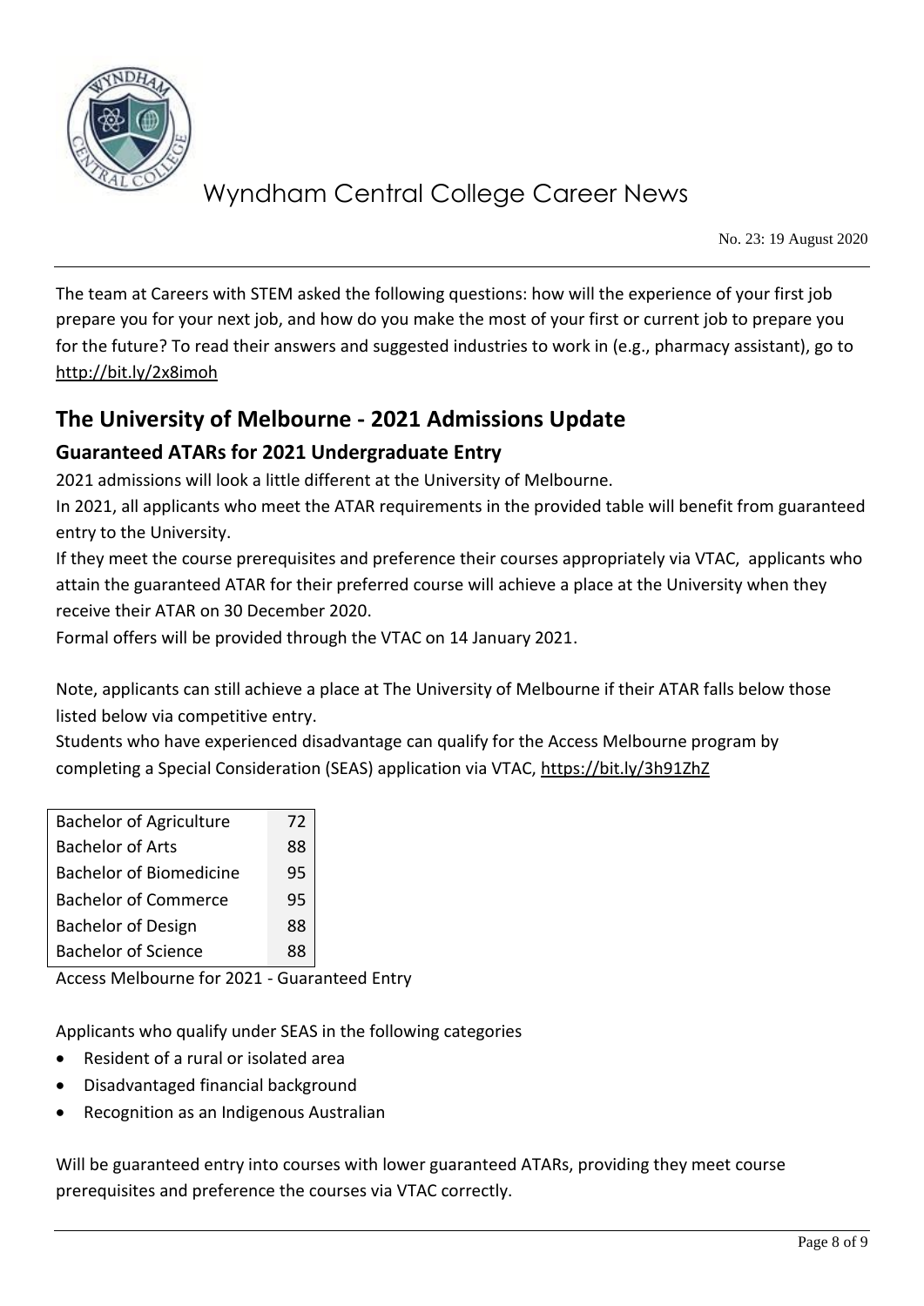The team at Careers with STEM asked the following questions: how will the experience of your first job prepare you for your next job, and how do you make the most of your first or current job to prepare you for the future? To read their answers and suggested industries to work in (e.g., pharmacy assistant), go to http://bit.ly/2x8imoh

## The University of Melbourne - 2021 Admissions Update

### Guaranteed ATARs for 2021 Undergraduate Entry

2021 admissions will look a little different at the University of Melbourne.

In 2021, all applicants who meet the ATAR requirements in the provided table will benefit from guaranteed entry to the University.

If they meet the course prerequisites and preference their courses appropriately via VTAC, applicants who attain the guaranteed ATAR for their preferred course will achieve a place at the University when they receive their ATAR on 30 December 2020.

Formal offers will be provided through the VTAC on 14 January 2021.

Note, applicants can still achieve a place at The University of Melbourne if their ATAR falls below those listed below via competitive entry.

Students who have experienced disadvantage can qualify for the Access Melbourne program by completing a Special Consideration (SEAS) application via VTAC, https://bit.ly/3h91ZhZ

| Course | ATAR |
|---|---|
| Bachelor of Agriculture | 72 |
| Bachelor of Arts | 88 |
| Bachelor of Biomedicine | 95 |
| Bachelor of Commerce | 95 |
| Bachelor of Design | 88 |
| Bachelor of Science | 88 |

Access Melbourne for 2021 - Guaranteed Entry

Applicants who qualify under SEAS in the following categories

- Resident of a rural or isolated area
- Disadvantaged financial background
- Recognition as an Indigenous Australian

Will be guaranteed entry into courses with lower guaranteed ATARs, providing they meet course prerequisites and preference the courses via VTAC correctly.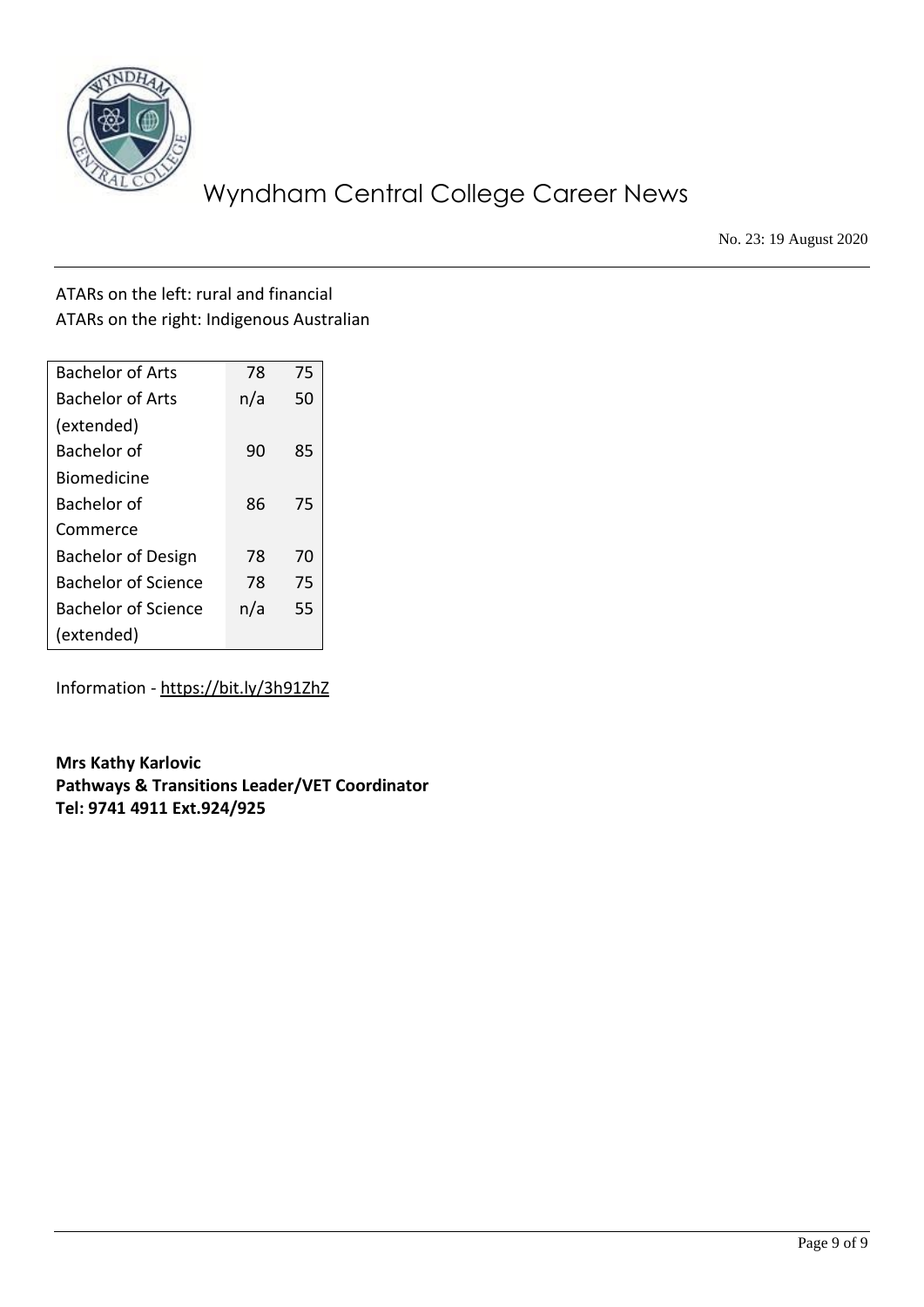ATARs on the left: rural and financial
ATARs on the right: Indigenous Australian

| | | |
|---|---|---|
| Bachelor of Arts | 78 | 75 |
| Bachelor of Arts (extended) | n/a | 50 |
| Bachelor of Biomedicine | 90 | 85 |
| Bachelor of Commerce | 86 | 75 |
| Bachelor of Design | 78 | 70 |
| Bachelor of Science | 78 | 75 |
| Bachelor of Science (extended) | n/a | 55 |

Information - https://bit.ly/3h91ZhZ

**Mrs Kathy Karlovic**
**Pathways & Transitions Leader/VET Coordinator**
**Tel: 9741 4911 Ext.924/925**